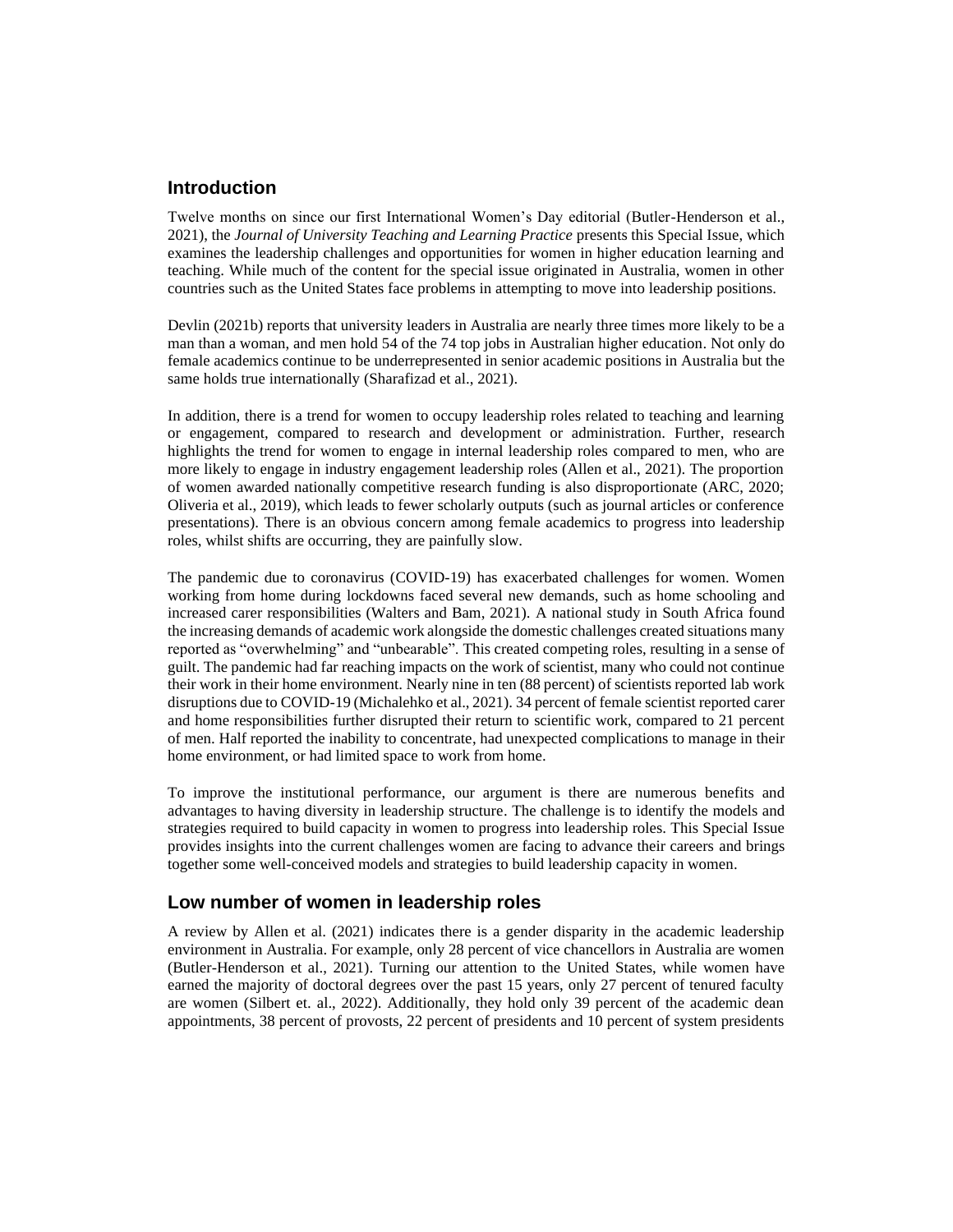## Introduction

Twelve months on since our first International Women's Day editorial (Butler-Henderson et al., 2021), the *Journal of University Teaching and Learning Practice* presents this Special Issue, which examines the leadership challenges and opportunities for women in higher education learning and teaching. While much of the content for the special issue originated in Australia, women in other countries such as the United States face problems in attempting to move into leadership positions.

Devlin (2021b) reports that university leaders in Australia are nearly three times more likely to be a man than a woman, and men hold 54 of the 74 top jobs in Australian higher education. Not only do female academics continue to be underrepresented in senior academic positions in Australia but the same holds true internationally (Sharafizad et al., 2021).

In addition, there is a trend for women to occupy leadership roles related to teaching and learning or engagement, compared to research and development or administration. Further, research highlights the trend for women to engage in internal leadership roles compared to men, who are more likely to engage in industry engagement leadership roles (Allen et al., 2021). The proportion of women awarded nationally competitive research funding is also disproportionate (ARC, 2020; Oliveria et al., 2019), which leads to fewer scholarly outputs (such as journal articles or conference presentations). There is an obvious concern among female academics to progress into leadership roles, whilst shifts are occurring, they are painfully slow.

The pandemic due to coronavirus (COVID-19) has exacerbated challenges for women. Women working from home during lockdowns faced several new demands, such as home schooling and increased carer responsibilities (Walters and Bam, 2021). A national study in South Africa found the increasing demands of academic work alongside the domestic challenges created situations many reported as "overwhelming" and "unbearable". This created competing roles, resulting in a sense of guilt. The pandemic had far reaching impacts on the work of scientist, many who could not continue their work in their home environment. Nearly nine in ten (88 percent) of scientists reported lab work disruptions due to COVID-19 (Michalehko et al., 2021). 34 percent of female scientist reported carer and home responsibilities further disrupted their return to scientific work, compared to 21 percent of men. Half reported the inability to concentrate, had unexpected complications to manage in their home environment, or had limited space to work from home.

To improve the institutional performance, our argument is there are numerous benefits and advantages to having diversity in leadership structure. The challenge is to identify the models and strategies required to build capacity in women to progress into leadership roles. This Special Issue provides insights into the current challenges women are facing to advance their careers and brings together some well-conceived models and strategies to build leadership capacity in women.

## Low number of women in leadership roles

A review by Allen et al. (2021) indicates there is a gender disparity in the academic leadership environment in Australia. For example, only 28 percent of vice chancellors in Australia are women (Butler-Henderson et al., 2021). Turning our attention to the United States, while women have earned the majority of doctoral degrees over the past 15 years, only 27 percent of tenured faculty are women (Silbert et. al., 2022). Additionally, they hold only 39 percent of the academic dean appointments, 38 percent of provosts, 22 percent of presidents and 10 percent of system presidents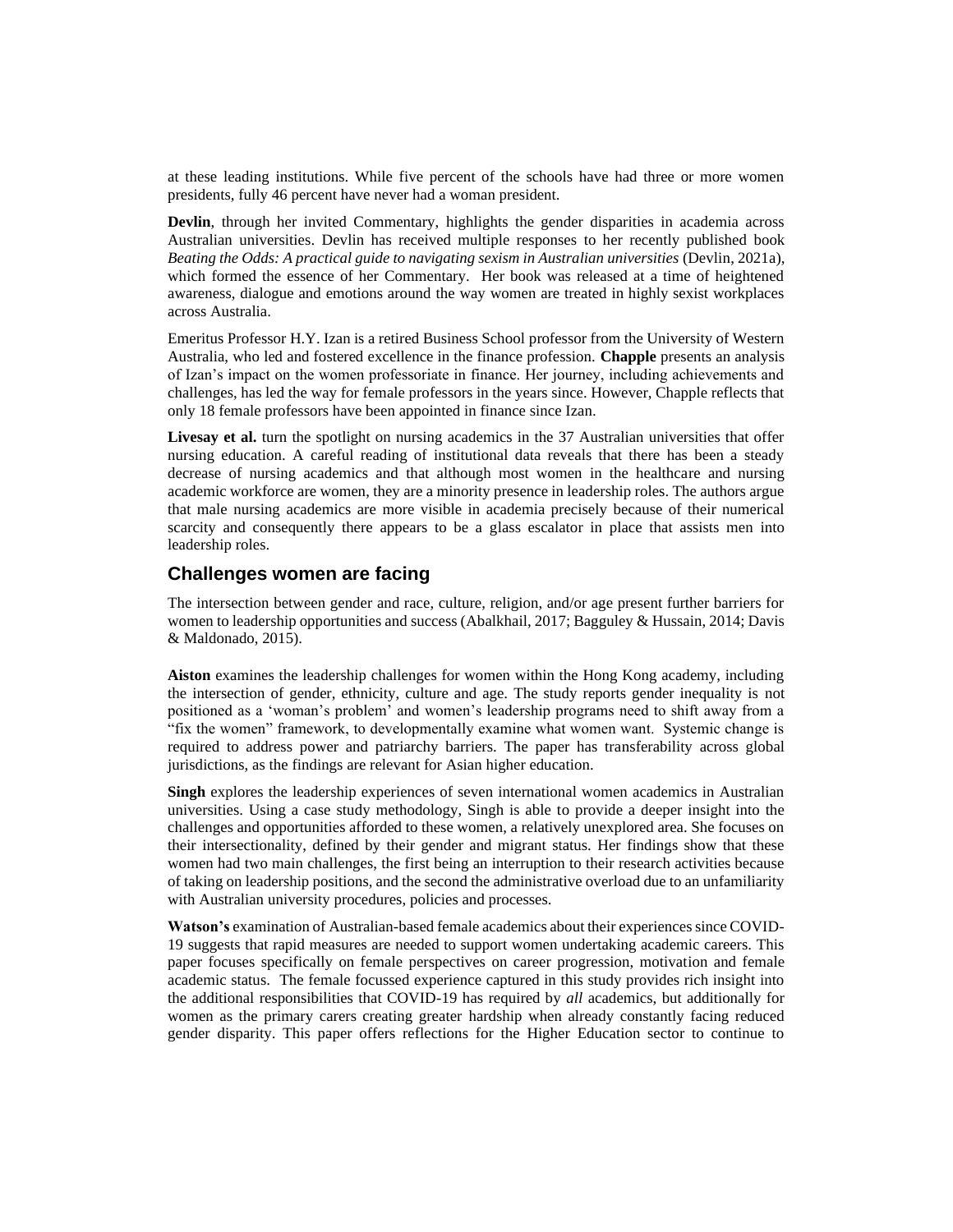at these leading institutions. While five percent of the schools have had three or more women presidents, fully 46 percent have never had a woman president.

**Devlin**, through her invited Commentary, highlights the gender disparities in academia across Australian universities. Devlin has received multiple responses to her recently published book *Beating the Odds: A practical guide to navigating sexism in Australian universities* (Devlin, 2021a), which formed the essence of her Commentary. Her book was released at a time of heightened awareness, dialogue and emotions around the way women are treated in highly sexist workplaces across Australia.

Emeritus Professor H.Y. Izan is a retired Business School professor from the University of Western Australia, who led and fostered excellence in the finance profession. **Chapple** presents an analysis of Izan's impact on the women professoriate in finance. Her journey, including achievements and challenges, has led the way for female professors in the years since. However, Chapple reflects that only 18 female professors have been appointed in finance since Izan.

**Livesay et al.** turn the spotlight on nursing academics in the 37 Australian universities that offer nursing education. A careful reading of institutional data reveals that there has been a steady decrease of nursing academics and that although most women in the healthcare and nursing academic workforce are women, they are a minority presence in leadership roles. The authors argue that male nursing academics are more visible in academia precisely because of their numerical scarcity and consequently there appears to be a glass escalator in place that assists men into leadership roles.

## Challenges women are facing

The intersection between gender and race, culture, religion, and/or age present further barriers for women to leadership opportunities and success (Abalkhail, 2017; Bagguley & Hussain, 2014; Davis & Maldonado, 2015).

**Aiston** examines the leadership challenges for women within the Hong Kong academy, including the intersection of gender, ethnicity, culture and age. The study reports gender inequality is not positioned as a 'woman's problem' and women's leadership programs need to shift away from a "fix the women" framework, to developmentally examine what women want. Systemic change is required to address power and patriarchy barriers. The paper has transferability across global jurisdictions, as the findings are relevant for Asian higher education.

**Singh** explores the leadership experiences of seven international women academics in Australian universities. Using a case study methodology, Singh is able to provide a deeper insight into the challenges and opportunities afforded to these women, a relatively unexplored area. She focuses on their intersectionality, defined by their gender and migrant status. Her findings show that these women had two main challenges, the first being an interruption to their research activities because of taking on leadership positions, and the second the administrative overload due to an unfamiliarity with Australian university procedures, policies and processes.

**Watson's** examination of Australian-based female academics about their experiences since COVID-19 suggests that rapid measures are needed to support women undertaking academic careers. This paper focuses specifically on female perspectives on career progression, motivation and female academic status. The female focussed experience captured in this study provides rich insight into the additional responsibilities that COVID-19 has required by *all* academics, but additionally for women as the primary carers creating greater hardship when already constantly facing reduced gender disparity. This paper offers reflections for the Higher Education sector to continue to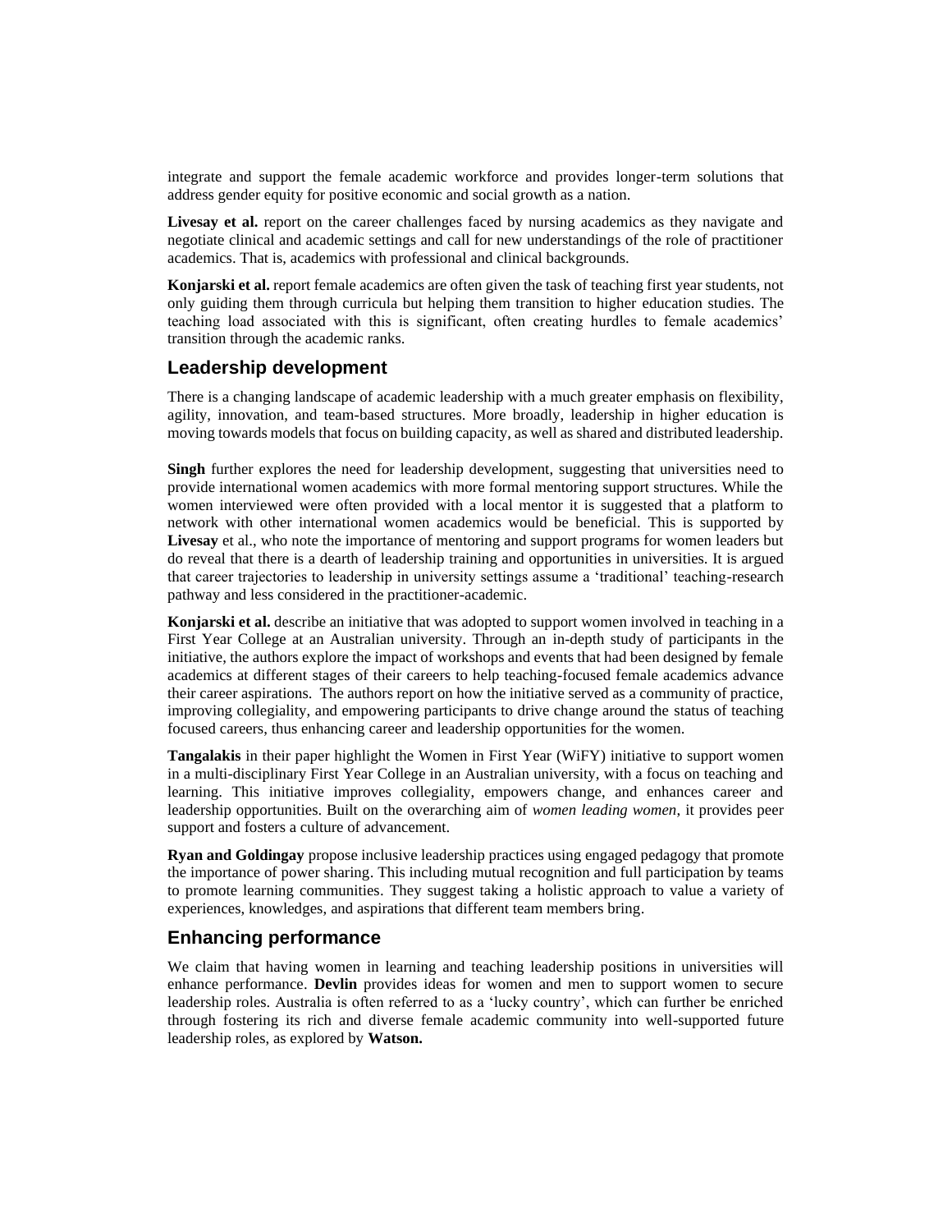integrate and support the female academic workforce and provides longer-term solutions that address gender equity for positive economic and social growth as a nation.

**Livesay et al.** report on the career challenges faced by nursing academics as they navigate and negotiate clinical and academic settings and call for new understandings of the role of practitioner academics. That is, academics with professional and clinical backgrounds.

**Konjarski et al.** report female academics are often given the task of teaching first year students, not only guiding them through curricula but helping them transition to higher education studies. The teaching load associated with this is significant, often creating hurdles to female academics' transition through the academic ranks.

## Leadership development

There is a changing landscape of academic leadership with a much greater emphasis on flexibility, agility, innovation, and team-based structures. More broadly, leadership in higher education is moving towards models that focus on building capacity, as well as shared and distributed leadership.

**Singh** further explores the need for leadership development, suggesting that universities need to provide international women academics with more formal mentoring support structures. While the women interviewed were often provided with a local mentor it is suggested that a platform to network with other international women academics would be beneficial. This is supported by **Livesay** et al., who note the importance of mentoring and support programs for women leaders but do reveal that there is a dearth of leadership training and opportunities in universities. It is argued that career trajectories to leadership in university settings assume a 'traditional' teaching-research pathway and less considered in the practitioner-academic.

**Konjarski et al.** describe an initiative that was adopted to support women involved in teaching in a First Year College at an Australian university. Through an in-depth study of participants in the initiative, the authors explore the impact of workshops and events that had been designed by female academics at different stages of their careers to help teaching-focused female academics advance their career aspirations. The authors report on how the initiative served as a community of practice, improving collegiality, and empowering participants to drive change around the status of teaching focused careers, thus enhancing career and leadership opportunities for the women.

**Tangalakis** in their paper highlight the Women in First Year (WiFY) initiative to support women in a multi-disciplinary First Year College in an Australian university, with a focus on teaching and learning. This initiative improves collegiality, empowers change, and enhances career and leadership opportunities. Built on the overarching aim of *women leading women*, it provides peer support and fosters a culture of advancement.

**Ryan and Goldingay** propose inclusive leadership practices using engaged pedagogy that promote the importance of power sharing. This including mutual recognition and full participation by teams to promote learning communities. They suggest taking a holistic approach to value a variety of experiences, knowledges, and aspirations that different team members bring.

## Enhancing performance

We claim that having women in learning and teaching leadership positions in universities will enhance performance. **Devlin** provides ideas for women and men to support women to secure leadership roles. Australia is often referred to as a 'lucky country', which can further be enriched through fostering its rich and diverse female academic community into well-supported future leadership roles, as explored by **Watson.**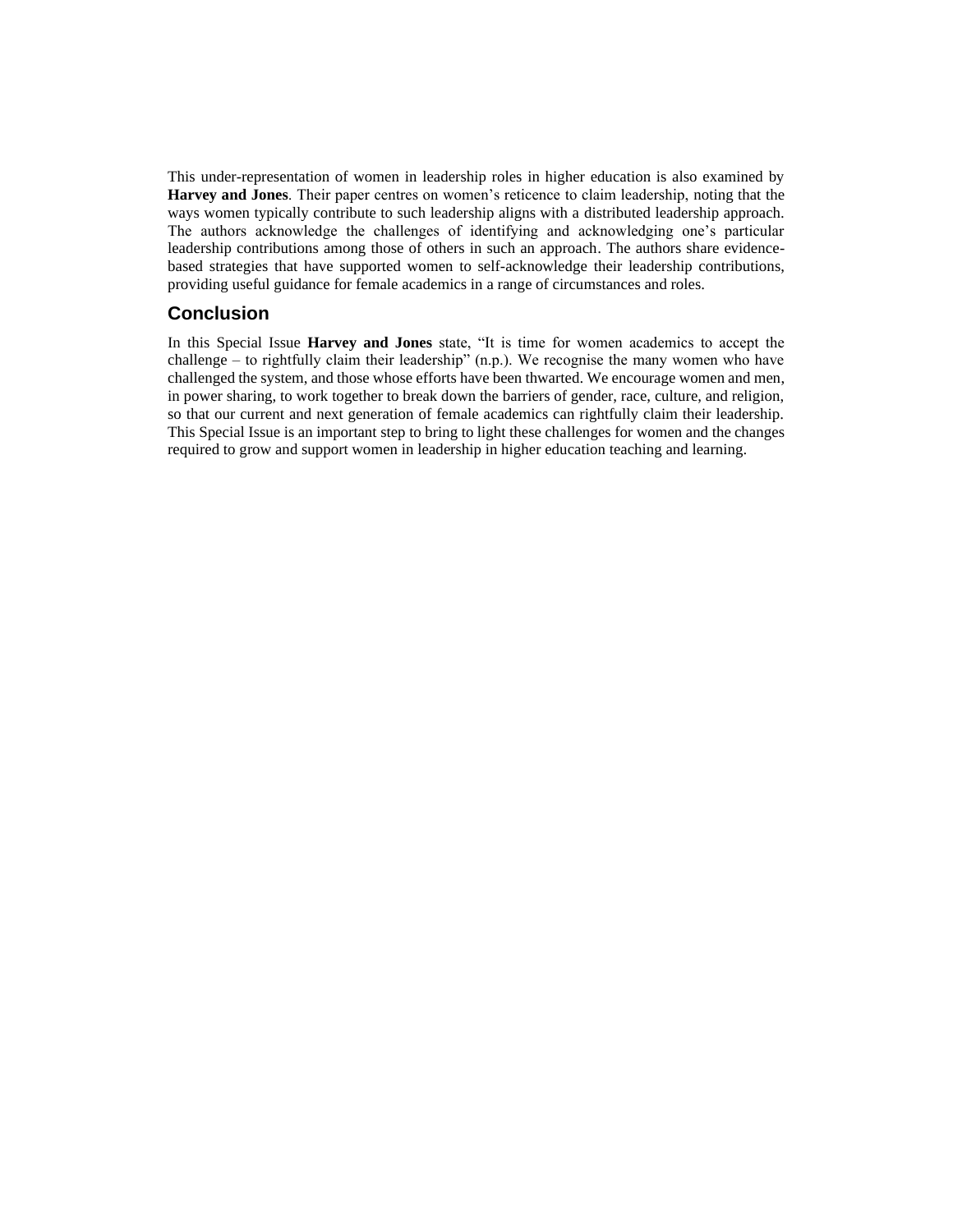This under-representation of women in leadership roles in higher education is also examined by **Harvey and Jones**. Their paper centres on women's reticence to claim leadership, noting that the ways women typically contribute to such leadership aligns with a distributed leadership approach. The authors acknowledge the challenges of identifying and acknowledging one's particular leadership contributions among those of others in such an approach. The authors share evidence-based strategies that have supported women to self-acknowledge their leadership contributions, providing useful guidance for female academics in a range of circumstances and roles.

## Conclusion

In this Special Issue **Harvey and Jones** state, "It is time for women academics to accept the challenge – to rightfully claim their leadership" (n.p.). We recognise the many women who have challenged the system, and those whose efforts have been thwarted. We encourage women and men, in power sharing, to work together to break down the barriers of gender, race, culture, and religion, so that our current and next generation of female academics can rightfully claim their leadership. This Special Issue is an important step to bring to light these challenges for women and the changes required to grow and support women in leadership in higher education teaching and learning.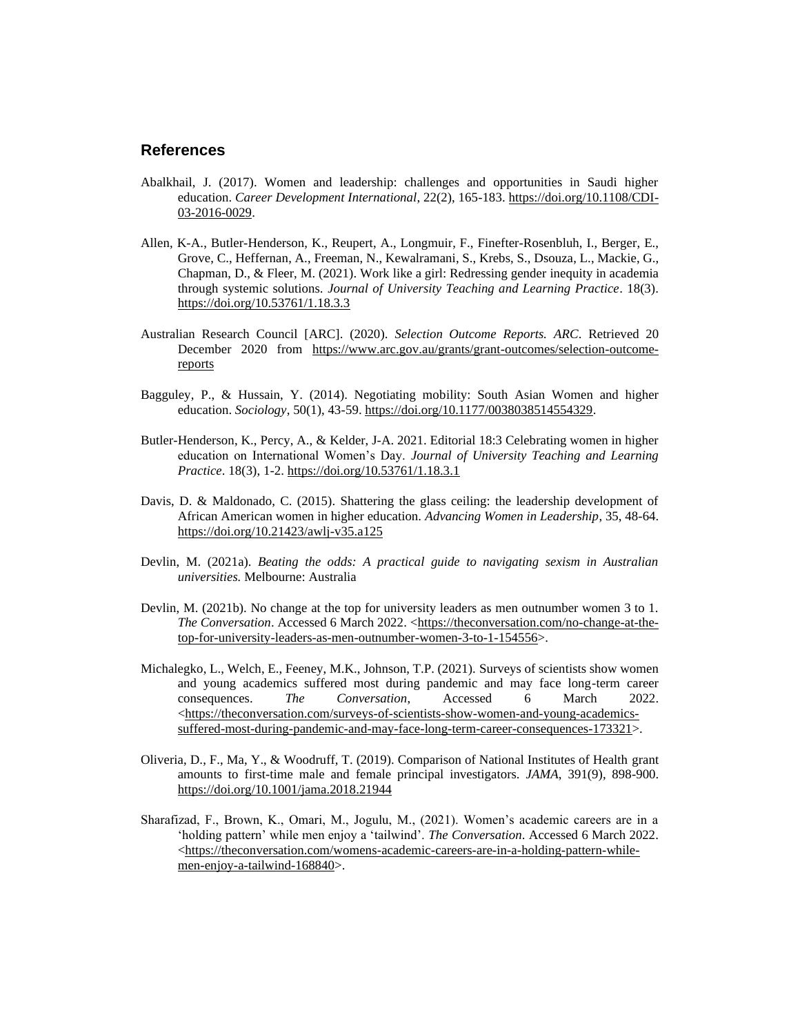## References

Abalkhail, J. (2017). Women and leadership: challenges and opportunities in Saudi higher education. *Career Development International*, 22(2), 165-183. https://doi.org/10.1108/CDI-03-2016-0029.

Allen, K-A., Butler-Henderson, K., Reupert, A., Longmuir, F., Finefter-Rosenbluh, I., Berger, E., Grove, C., Heffernan, A., Freeman, N., Kewalramani, S., Krebs, S., Dsouza, L., Mackie, G., Chapman, D., & Fleer, M. (2021). Work like a girl: Redressing gender inequity in academia through systemic solutions. *Journal of University Teaching and Learning Practice*. 18(3). https://doi.org/10.53761/1.18.3.3

Australian Research Council [ARC]. (2020). *Selection Outcome Reports. ARC*. Retrieved 20 December 2020 from https://www.arc.gov.au/grants/grant-outcomes/selection-outcome-reports

Bagguley, P., & Hussain, Y. (2014). Negotiating mobility: South Asian Women and higher education. *Sociology*, 50(1), 43-59. https://doi.org/10.1177/0038038514554329.

Butler-Henderson, K., Percy, A., & Kelder, J-A. 2021. Editorial 18:3 Celebrating women in higher education on International Women's Day. *Journal of University Teaching and Learning Practice*. 18(3), 1-2. https://doi.org/10.53761/1.18.3.1

Davis, D. & Maldonado, C. (2015). Shattering the glass ceiling: the leadership development of African American women in higher education. *Advancing Women in Leadership*, 35, 48-64. https://doi.org/10.21423/awlj-v35.a125

Devlin, M. (2021a). *Beating the odds: A practical guide to navigating sexism in Australian universities.* Melbourne: Australia

Devlin, M. (2021b). No change at the top for university leaders as men outnumber women 3 to 1. *The Conversation*. Accessed 6 March 2022. <https://theconversation.com/no-change-at-the-top-for-university-leaders-as-men-outnumber-women-3-to-1-154556>.

Michalegko, L., Welch, E., Feeney, M.K., Johnson, T.P. (2021). Surveys of scientists show women and young academics suffered most during pandemic and may face long-term career consequences. *The Conversation*, Accessed 6 March 2022. <https://theconversation.com/surveys-of-scientists-show-women-and-young-academics-suffered-most-during-pandemic-and-may-face-long-term-career-consequences-173321>.

Oliveria, D., F., Ma, Y., & Woodruff, T. (2019). Comparison of National Institutes of Health grant amounts to first-time male and female principal investigators. *JAMA*, 391(9), 898-900. https://doi.org/10.1001/jama.2018.21944

Sharafizad, F., Brown, K., Omari, M., Jogulu, M., (2021). Women's academic careers are in a 'holding pattern' while men enjoy a 'tailwind'. *The Conversation*. Accessed 6 March 2022. <https://theconversation.com/womens-academic-careers-are-in-a-holding-pattern-while-men-enjoy-a-tailwind-168840>.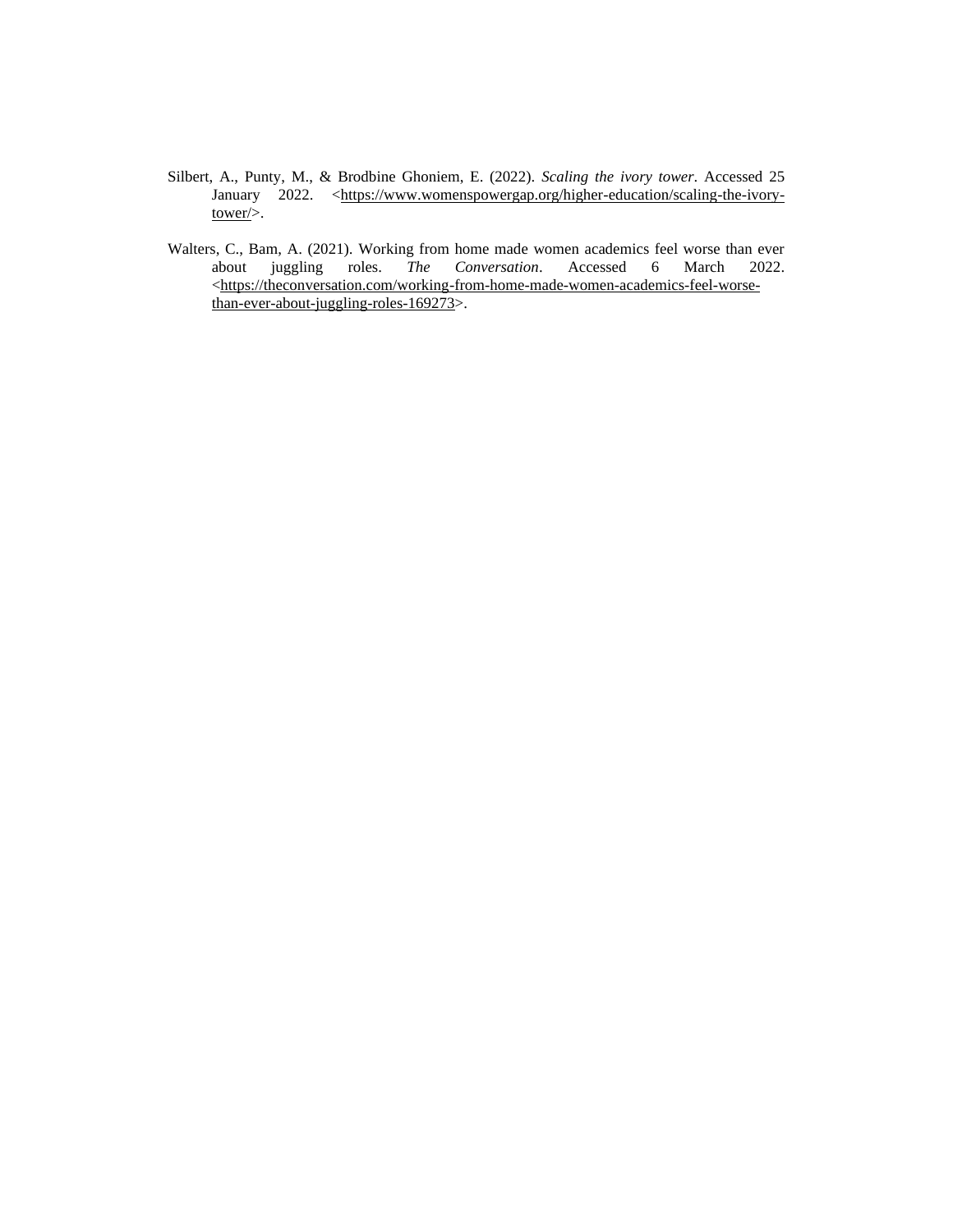Silbert, A., Punty, M., & Brodbine Ghoniem, E. (2022). *Scaling the ivory tower*. Accessed 25 January 2022. <https://www.womenspowergap.org/higher-education/scaling-the-ivory-tower/>.

Walters, C., Bam, A. (2021). Working from home made women academics feel worse than ever about juggling roles. *The Conversation*. Accessed 6 March 2022. <https://theconversation.com/working-from-home-made-women-academics-feel-worse-than-ever-about-juggling-roles-169273>.